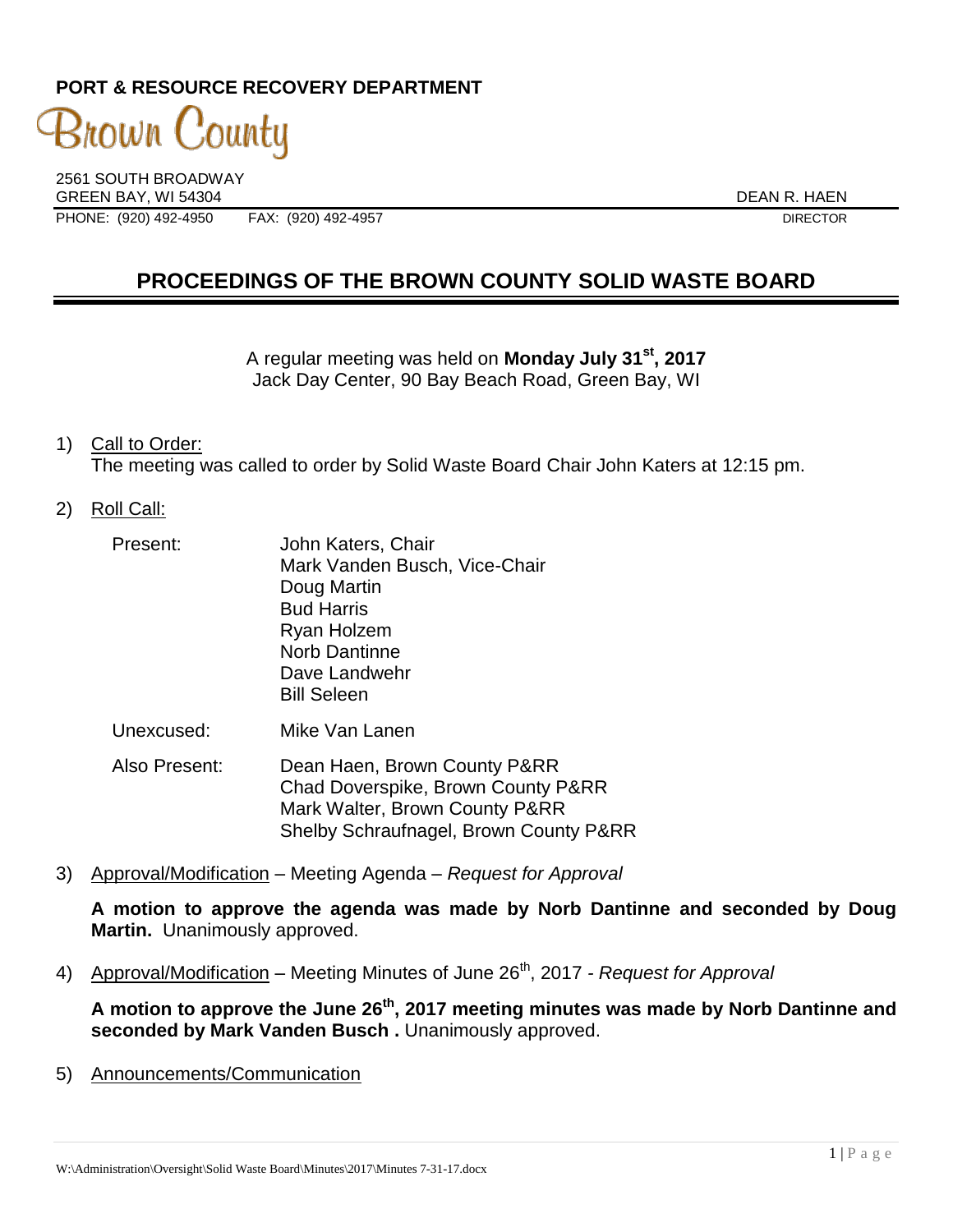**PORT & RESOURCE RECOVERY DEPARTMENT**

# Brown County

2561 SOUTH BROADWAY
GREEN BAY, WI 54304

DEAN R. HAEN
DIRECTOR

PHONE: (920) 492-4950 FAX: (920) 492-4957

## PROCEEDINGS OF THE BROWN COUNTY SOLID WASTE BOARD

A regular meeting was held on **Monday July 31st, 2017**
Jack Day Center, 90 Bay Beach Road, Green Bay, WI

1) Call to Order:
The meeting was called to order by Solid Waste Board Chair John Katers at 12:15 pm.

2) Roll Call:

Present:
- John Katers, Chair
- Mark Vanden Busch, Vice-Chair
- Doug Martin
- Bud Harris
- Ryan Holzem
- Norb Dantinne
- Dave Landwehr
- Bill Seleen

Unexcused: Mike Van Lanen

Also Present:
- Dean Haen, Brown County P&RR
- Chad Doverspike, Brown County P&RR
- Mark Walter, Brown County P&RR
- Shelby Schraufnagel, Brown County P&RR

3) Approval/Modification – Meeting Agenda – *Request for Approval*

**A motion to approve the agenda was made by Norb Dantinne and seconded by Doug Martin.** Unanimously approved.

4) Approval/Modification – Meeting Minutes of June 26th, 2017 - *Request for Approval*

**A motion to approve the June 26th, 2017 meeting minutes was made by Norb Dantinne and seconded by Mark Vanden Busch .** Unanimously approved.

5) Announcements/Communication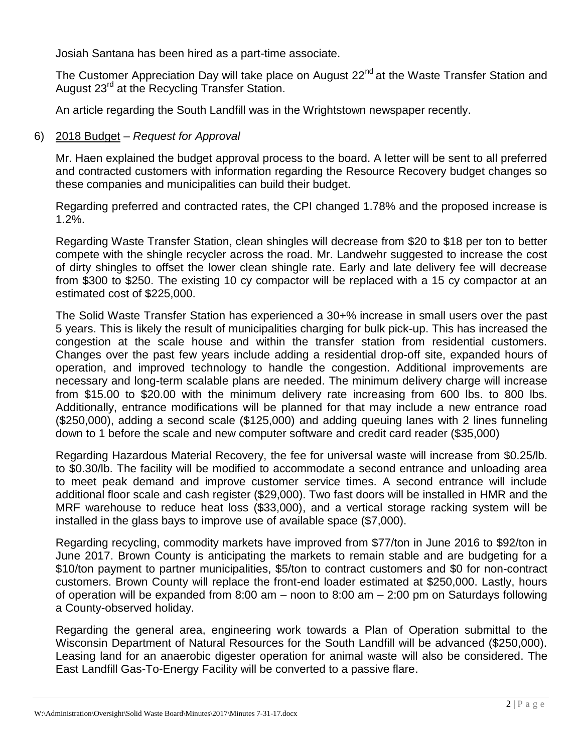Josiah Santana has been hired as a part-time associate.

The Customer Appreciation Day will take place on August 22nd at the Waste Transfer Station and August 23rd at the Recycling Transfer Station.

An article regarding the South Landfill was in the Wrightstown newspaper recently.

6) 2018 Budget – *Request for Approval*

Mr. Haen explained the budget approval process to the board. A letter will be sent to all preferred and contracted customers with information regarding the Resource Recovery budget changes so these companies and municipalities can build their budget.

Regarding preferred and contracted rates, the CPI changed 1.78% and the proposed increase is 1.2%.

Regarding Waste Transfer Station, clean shingles will decrease from $20 to $18 per ton to better compete with the shingle recycler across the road. Mr. Landwehr suggested to increase the cost of dirty shingles to offset the lower clean shingle rate. Early and late delivery fee will decrease from $300 to $250. The existing 10 cy compactor will be replaced with a 15 cy compactor at an estimated cost of $225,000.

The Solid Waste Transfer Station has experienced a 30+% increase in small users over the past 5 years. This is likely the result of municipalities charging for bulk pick-up. This has increased the congestion at the scale house and within the transfer station from residential customers. Changes over the past few years include adding a residential drop-off site, expanded hours of operation, and improved technology to handle the congestion. Additional improvements are necessary and long-term scalable plans are needed. The minimum delivery charge will increase from $15.00 to $20.00 with the minimum delivery rate increasing from 600 lbs. to 800 lbs. Additionally, entrance modifications will be planned for that may include a new entrance road ($250,000), adding a second scale ($125,000) and adding queuing lanes with 2 lines funneling down to 1 before the scale and new computer software and credit card reader ($35,000)

Regarding Hazardous Material Recovery, the fee for universal waste will increase from $0.25/lb. to $0.30/lb. The facility will be modified to accommodate a second entrance and unloading area to meet peak demand and improve customer service times. A second entrance will include additional floor scale and cash register ($29,000). Two fast doors will be installed in HMR and the MRF warehouse to reduce heat loss ($33,000), and a vertical storage racking system will be installed in the glass bays to improve use of available space ($7,000).

Regarding recycling, commodity markets have improved from $77/ton in June 2016 to $92/ton in June 2017. Brown County is anticipating the markets to remain stable and are budgeting for a $10/ton payment to partner municipalities, $5/ton to contract customers and $0 for non-contract customers. Brown County will replace the front-end loader estimated at $250,000. Lastly, hours of operation will be expanded from 8:00 am – noon to 8:00 am – 2:00 pm on Saturdays following a County-observed holiday.

Regarding the general area, engineering work towards a Plan of Operation submittal to the Wisconsin Department of Natural Resources for the South Landfill will be advanced ($250,000). Leasing land for an anaerobic digester operation for animal waste will also be considered. The East Landfill Gas-To-Energy Facility will be converted to a passive flare.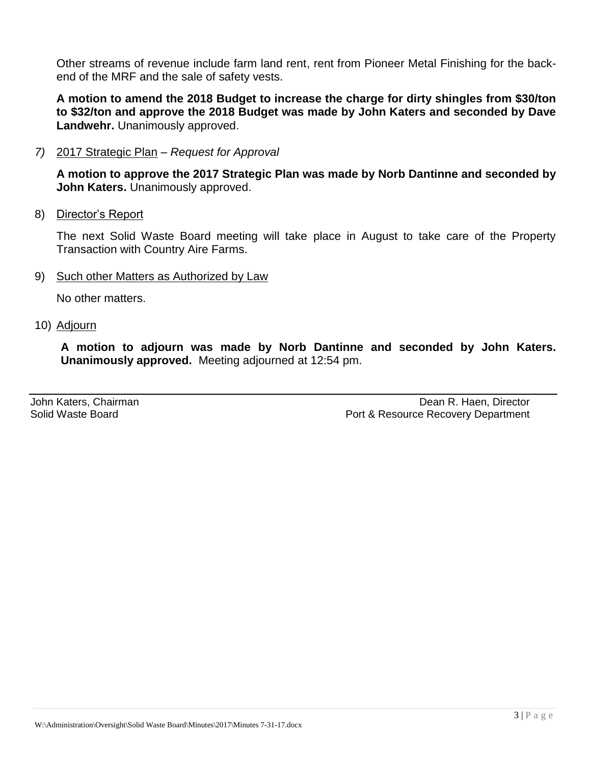Other streams of revenue include farm land rent, rent from Pioneer Metal Finishing for the back-end of the MRF and the sale of safety vests.

**A motion to amend the 2018 Budget to increase the charge for dirty shingles from $30/ton to $32/ton and approve the 2018 Budget was made by John Katers and seconded by Dave Landwehr.** Unanimously approved.

*7)* <u>2017 Strategic Plan</u> – *Request for Approval*

**A motion to approve the 2017 Strategic Plan was made by Norb Dantinne and seconded by John Katers.** Unanimously approved.

8) <u>Director's Report</u>

The next Solid Waste Board meeting will take place in August to take care of the Property Transaction with Country Aire Farms.

9) <u>Such other Matters as Authorized by Law</u>

No other matters.

10) <u>Adjourn</u>

**A motion to adjourn was made by Norb Dantinne and seconded by John Katers. Unanimously approved.** Meeting adjourned at 12:54 pm.

John Katers, Chairman
Solid Waste Board

Dean R. Haen, Director
Port & Resource Recovery Department

W:\Administration\Oversight\Solid Waste Board\Minutes\2017\Minutes 7-31-17.docx